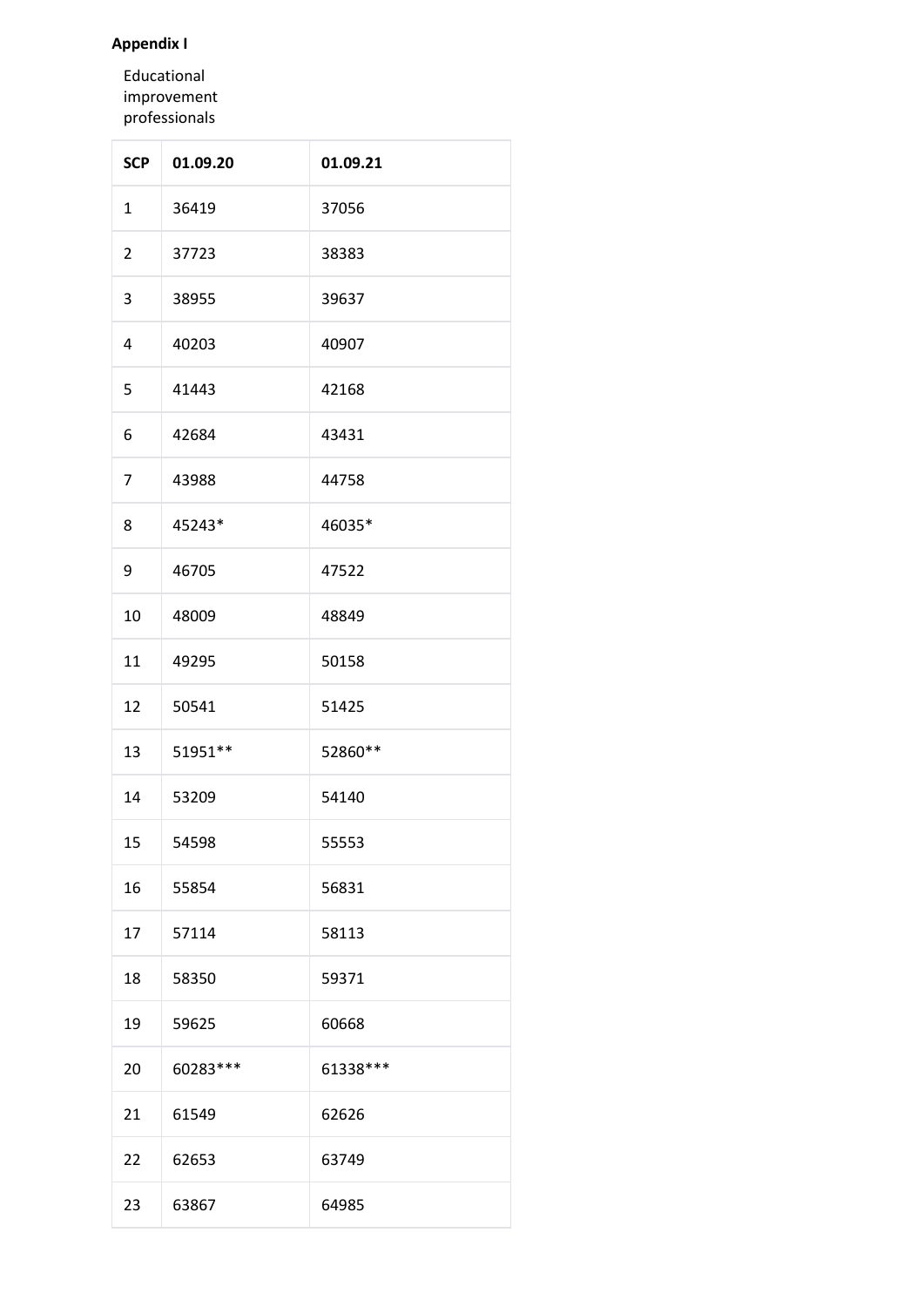**Appendix I**

Educational improvement professionals

| SCP | 01.09.20 | 01.09.21 |
| --- | --- | --- |
| 1 | 36419 | 37056 |
| 2 | 37723 | 38383 |
| 3 | 38955 | 39637 |
| 4 | 40203 | 40907 |
| 5 | 41443 | 42168 |
| 6 | 42684 | 43431 |
| 7 | 43988 | 44758 |
| 8 | 45243* | 46035* |
| 9 | 46705 | 47522 |
| 10 | 48009 | 48849 |
| 11 | 49295 | 50158 |
| 12 | 50541 | 51425 |
| 13 | 51951** | 52860** |
| 14 | 53209 | 54140 |
| 15 | 54598 | 55553 |
| 16 | 55854 | 56831 |
| 17 | 57114 | 58113 |
| 18 | 58350 | 59371 |
| 19 | 59625 | 60668 |
| 20 | 60283*** | 61338*** |
| 21 | 61549 | 62626 |
| 22 | 62653 | 63749 |
| 23 | 63867 | 64985 |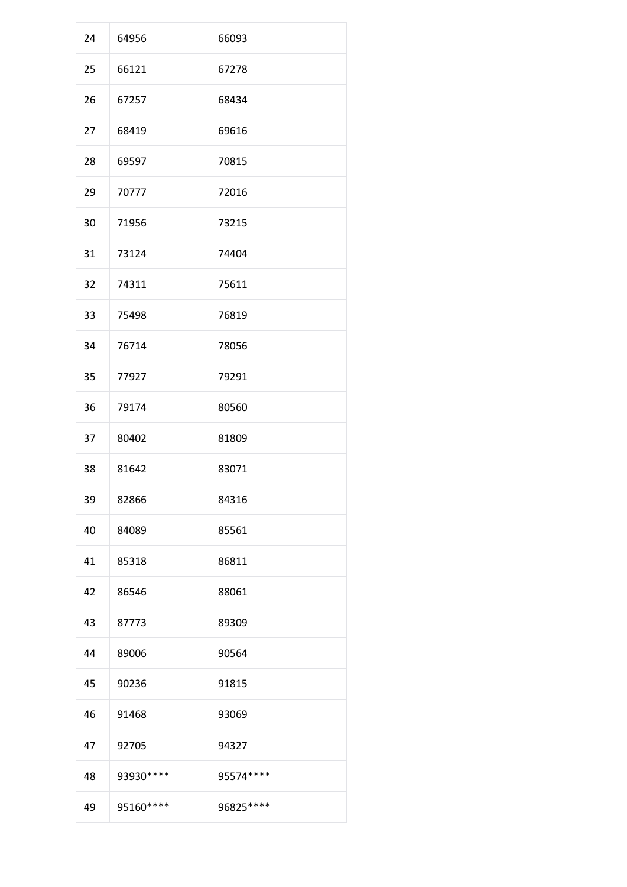| 24 | 64956 | 66093 |
| --- | --- | --- |
| 25 | 66121 | 67278 |
| 26 | 67257 | 68434 |
| 27 | 68419 | 69616 |
| 28 | 69597 | 70815 |
| 29 | 70777 | 72016 |
| 30 | 71956 | 73215 |
| 31 | 73124 | 74404 |
| 32 | 74311 | 75611 |
| 33 | 75498 | 76819 |
| 34 | 76714 | 78056 |
| 35 | 77927 | 79291 |
| 36 | 79174 | 80560 |
| 37 | 80402 | 81809 |
| 38 | 81642 | 83071 |
| 39 | 82866 | 84316 |
| 40 | 84089 | 85561 |
| 41 | 85318 | 86811 |
| 42 | 86546 | 88061 |
| 43 | 87773 | 89309 |
| 44 | 89006 | 90564 |
| 45 | 90236 | 91815 |
| 46 | 91468 | 93069 |
| 47 | 92705 | 94327 |
| 48 | 93930**** | 95574**** |
| 49 | 95160**** | 96825**** |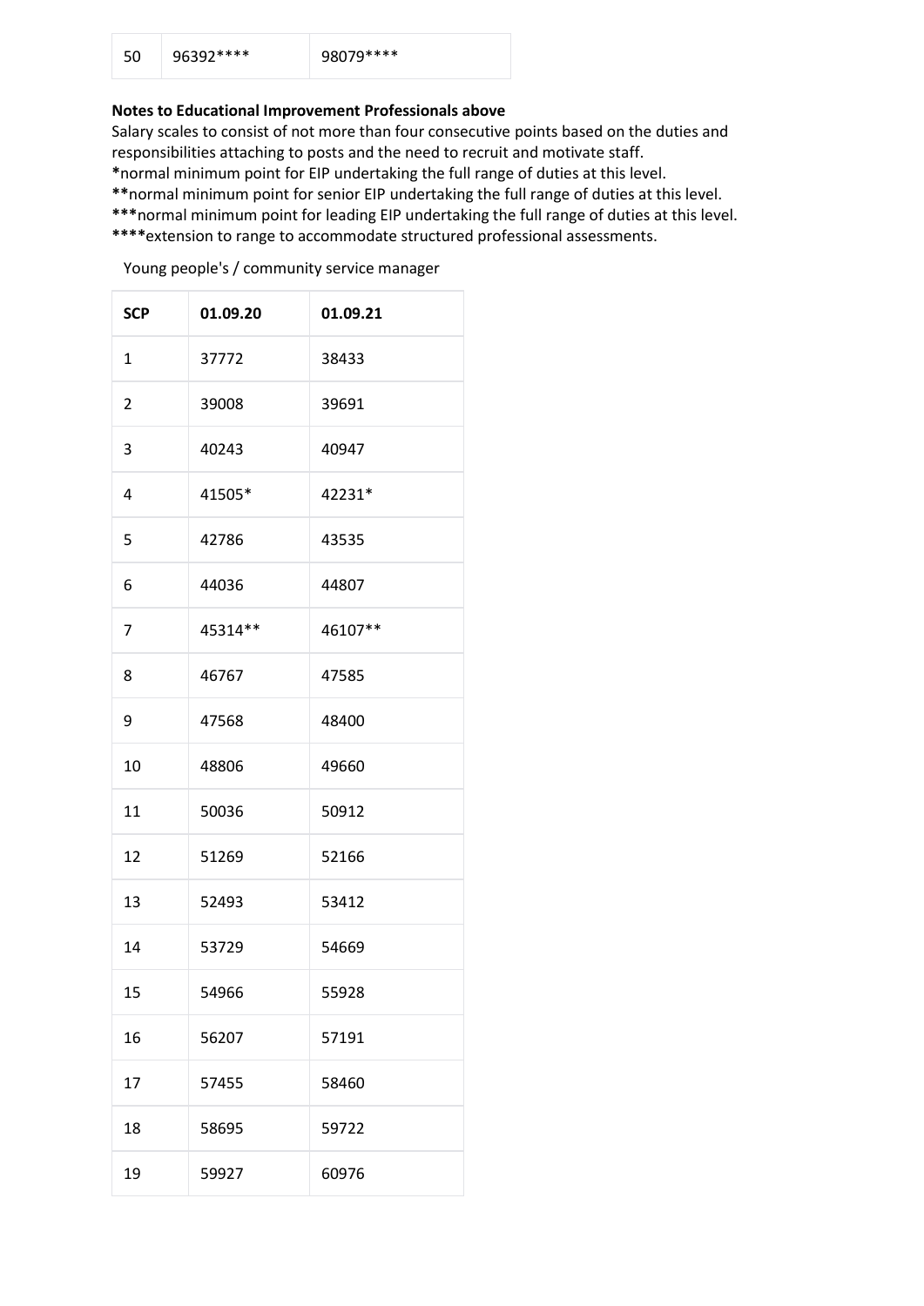| 50 | 96392**** | 98079**** |
|---|---|---|

**Notes to Educational Improvement Professionals above**

Salary scales to consist of not more than four consecutive points based on the duties and responsibilities attaching to posts and the need to recruit and motivate staff.

**\***normal minimum point for EIP undertaking the full range of duties at this level.

**\*\***normal minimum point for senior EIP undertaking the full range of duties at this level.

**\*\*\***normal minimum point for leading EIP undertaking the full range of duties at this level.

**\*\*\*\***extension to range to accommodate structured professional assessments.

Young people's / community service manager

| SCP | 01.09.20 | 01.09.21 |
|---|---|---|
| 1 | 37772 | 38433 |
| 2 | 39008 | 39691 |
| 3 | 40243 | 40947 |
| 4 | 41505* | 42231* |
| 5 | 42786 | 43535 |
| 6 | 44036 | 44807 |
| 7 | 45314** | 46107** |
| 8 | 46767 | 47585 |
| 9 | 47568 | 48400 |
| 10 | 48806 | 49660 |
| 11 | 50036 | 50912 |
| 12 | 51269 | 52166 |
| 13 | 52493 | 53412 |
| 14 | 53729 | 54669 |
| 15 | 54966 | 55928 |
| 16 | 56207 | 57191 |
| 17 | 57455 | 58460 |
| 18 | 58695 | 59722 |
| 19 | 59927 | 60976 |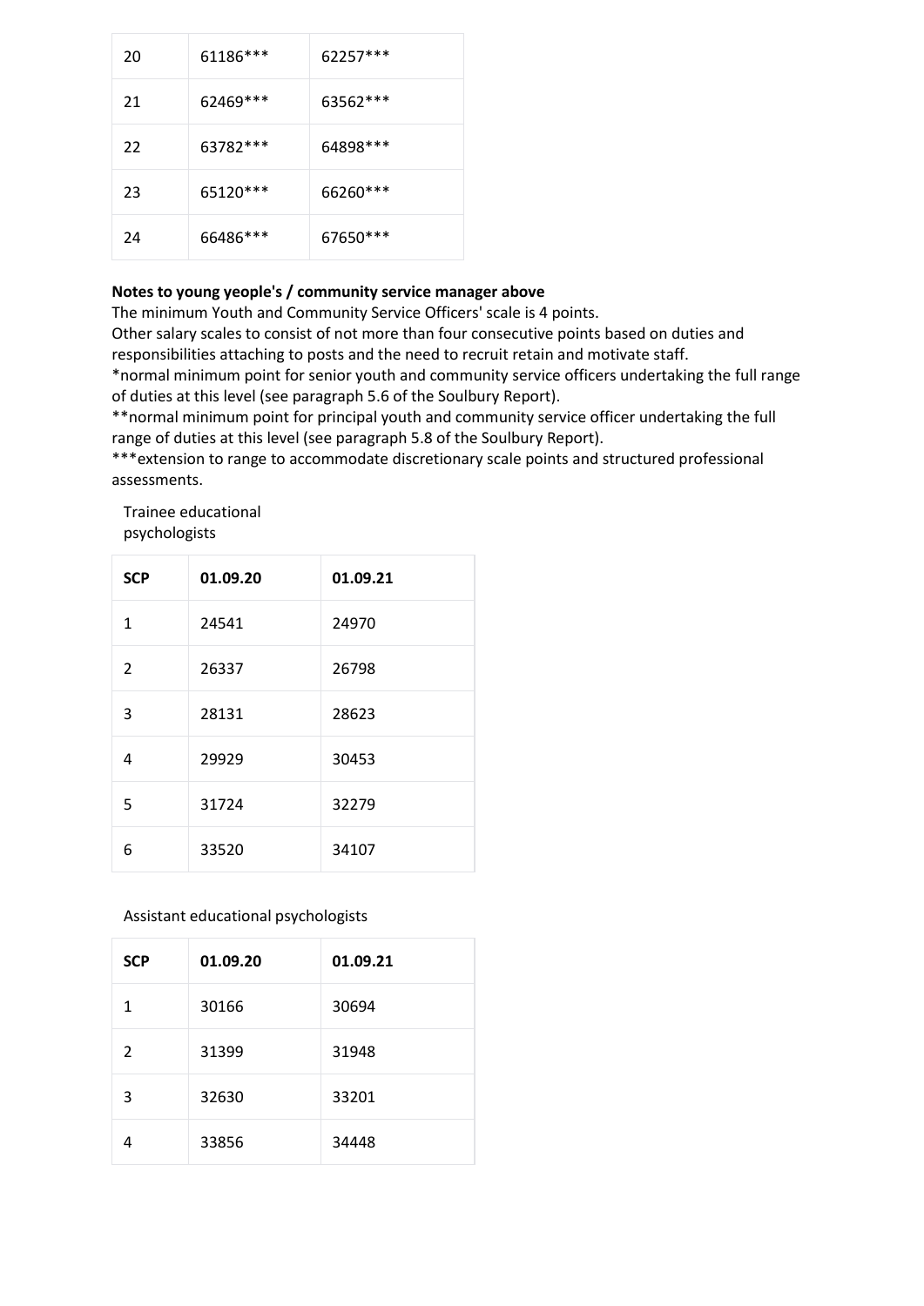| | | |
|---|---|---|
| 20 | 61186*** | 62257*** |
| 21 | 62469*** | 63562*** |
| 22 | 63782*** | 64898*** |
| 23 | 65120*** | 66260*** |
| 24 | 66486*** | 67650*** |

**Notes to young yeople's / community service manager above**

The minimum Youth and Community Service Officers' scale is 4 points.

Other salary scales to consist of not more than four consecutive points based on duties and responsibilities attaching to posts and the need to recruit retain and motivate staff.

*normal minimum point for senior youth and community service officers undertaking the full range of duties at this level (see paragraph 5.6 of the Soulbury Report).

**normal minimum point for principal youth and community service officer undertaking the full range of duties at this level (see paragraph 5.8 of the Soulbury Report).

***extension to range to accommodate discretionary scale points and structured professional assessments.

Trainee educational psychologists

| SCP | 01.09.20 | 01.09.21 |
|---|---|---|
| 1 | 24541 | 24970 |
| 2 | 26337 | 26798 |
| 3 | 28131 | 28623 |
| 4 | 29929 | 30453 |
| 5 | 31724 | 32279 |
| 6 | 33520 | 34107 |

Assistant educational psychologists

| SCP | 01.09.20 | 01.09.21 |
|---|---|---|
| 1 | 30166 | 30694 |
| 2 | 31399 | 31948 |
| 3 | 32630 | 33201 |
| 4 | 33856 | 34448 |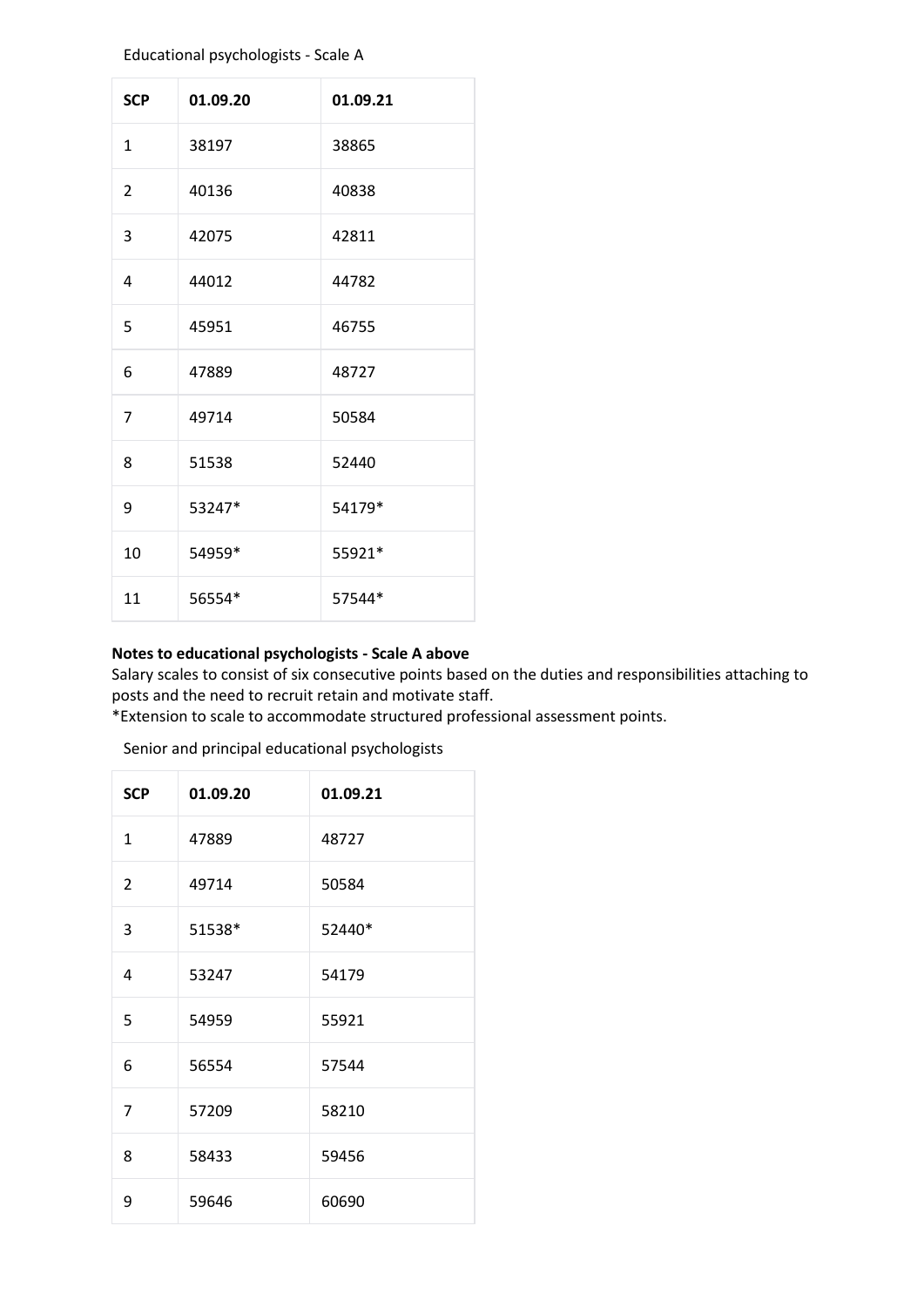Educational psychologists - Scale A

| SCP | 01.09.20 | 01.09.21 |
|---|---|---|
| 1 | 38197 | 38865 |
| 2 | 40136 | 40838 |
| 3 | 42075 | 42811 |
| 4 | 44012 | 44782 |
| 5 | 45951 | 46755 |
| 6 | 47889 | 48727 |
| 7 | 49714 | 50584 |
| 8 | 51538 | 52440 |
| 9 | 53247* | 54179* |
| 10 | 54959* | 55921* |
| 11 | 56554* | 57544* |

**Notes to educational psychologists - Scale A above**

Salary scales to consist of six consecutive points based on the duties and responsibilities attaching to posts and the need to recruit retain and motivate staff.

*Extension to scale to accommodate structured professional assessment points.

Senior and principal educational psychologists

| SCP | 01.09.20 | 01.09.21 |
|---|---|---|
| 1 | 47889 | 48727 |
| 2 | 49714 | 50584 |
| 3 | 51538* | 52440* |
| 4 | 53247 | 54179 |
| 5 | 54959 | 55921 |
| 6 | 56554 | 57544 |
| 7 | 57209 | 58210 |
| 8 | 58433 | 59456 |
| 9 | 59646 | 60690 |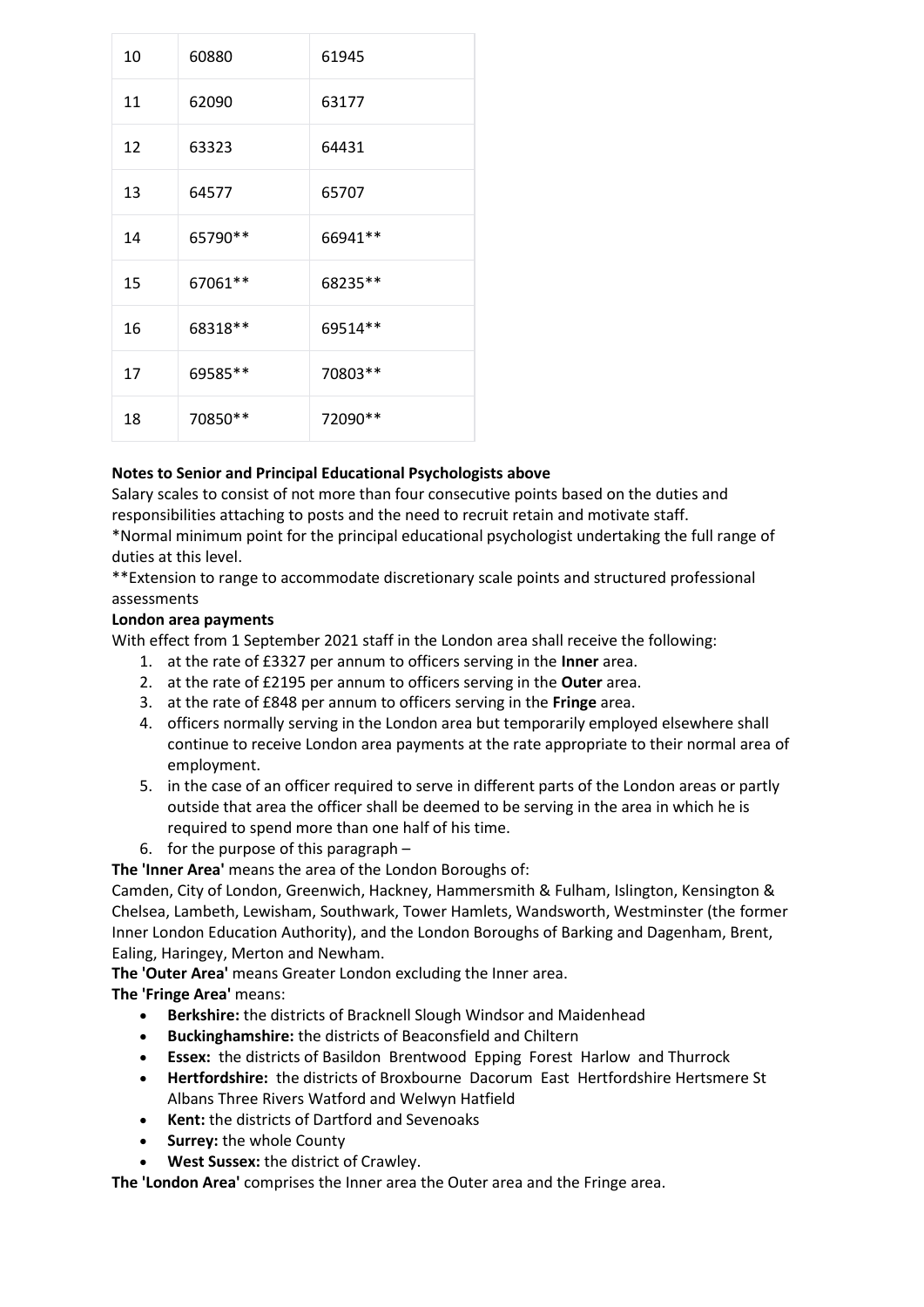| | | |
|---|---|---|
| 10 | 60880 | 61945 |
| 11 | 62090 | 63177 |
| 12 | 63323 | 64431 |
| 13 | 64577 | 65707 |
| 14 | 65790** | 66941** |
| 15 | 67061** | 68235** |
| 16 | 68318** | 69514** |
| 17 | 69585** | 70803** |
| 18 | 70850** | 72090** |

**Notes to Senior and Principal Educational Psychologists above**

Salary scales to consist of not more than four consecutive points based on the duties and responsibilities attaching to posts and the need to recruit retain and motivate staff.

*Normal minimum point for the principal educational psychologist undertaking the full range of duties at this level.

**Extension to range to accommodate discretionary scale points and structured professional assessments

**London area payments**

With effect from 1 September 2021 staff in the London area shall receive the following:

1. at the rate of £3327 per annum to officers serving in the **Inner** area.
2. at the rate of £2195 per annum to officers serving in the **Outer** area.
3. at the rate of £848 per annum to officers serving in the **Fringe** area.
4. officers normally serving in the London area but temporarily employed elsewhere shall continue to receive London area payments at the rate appropriate to their normal area of employment.
5. in the case of an officer required to serve in different parts of the London areas or partly outside that area the officer shall be deemed to be serving in the area in which he is required to spend more than one half of his time.
6. for the purpose of this paragraph –

**The 'Inner Area'** means the area of the London Boroughs of:

Camden, City of London, Greenwich, Hackney, Hammersmith & Fulham, Islington, Kensington & Chelsea, Lambeth, Lewisham, Southwark, Tower Hamlets, Wandsworth, Westminster (the former Inner London Education Authority), and the London Boroughs of Barking and Dagenham, Brent, Ealing, Haringey, Merton and Newham.

**The 'Outer Area'** means Greater London excluding the Inner area.

**The 'Fringe Area'** means:

- **Berkshire:** the districts of Bracknell Slough Windsor and Maidenhead
- **Buckinghamshire:** the districts of Beaconsfield and Chiltern
- **Essex:** the districts of Basildon Brentwood Epping Forest Harlow and Thurrock
- **Hertfordshire:** the districts of Broxbourne Dacorum East Hertfordshire Hertsmere St Albans Three Rivers Watford and Welwyn Hatfield
- **Kent:** the districts of Dartford and Sevenoaks
- **Surrey:** the whole County
- **West Sussex:** the district of Crawley.

**The 'London Area'** comprises the Inner area the Outer area and the Fringe area.